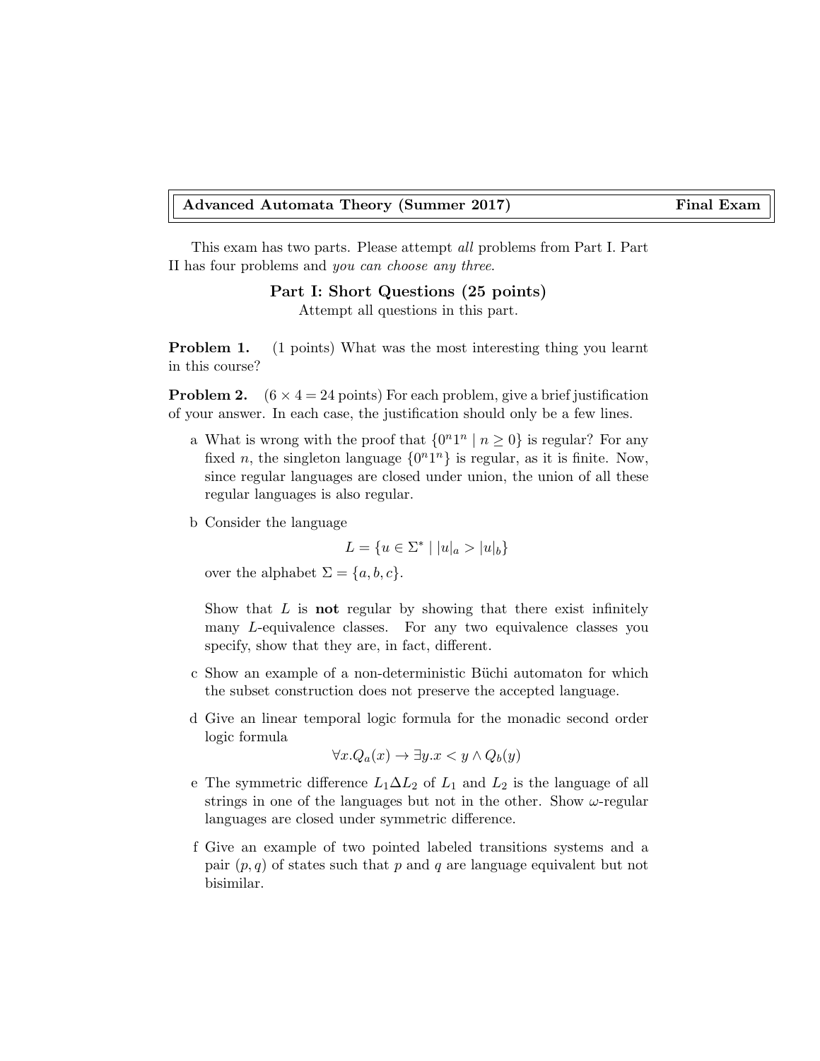**Advanced Automata Theory (Summer 2017)** **Final Exam**

This exam has two parts. Please attempt *all* problems from Part I. Part II has four problems and *you can choose any three*.

## Part I: Short Questions (25 points)

Attempt all questions in this part.

**Problem 1.** (1 points) What was the most interesting thing you learnt in this course?

**Problem 2.** ($6 \times 4 = 24$ points) For each problem, give a brief justification of your answer. In each case, the justification should only be a few lines.

a What is wrong with the proof that $\{0^n 1^n \mid n \geq 0\}$ is regular? For any fixed $n$, the singleton language $\{0^n 1^n\}$ is regular, as it is finite. Now, since regular languages are closed under union, the union of all these regular languages is also regular.

b Consider the language

$$L = \{u \in \Sigma^* \mid |u|_a > |u|_b\}$$

over the alphabet $\Sigma = \{a, b, c\}$.

Show that $L$ is **not** regular by showing that there exist infinitely many $L$-equivalence classes. For any two equivalence classes you specify, show that they are, in fact, different.

c Show an example of a non-deterministic Büchi automaton for which the subset construction does not preserve the accepted language.

d Give an linear temporal logic formula for the monadic second order logic formula

$$\forall x. Q_a(x) \to \exists y. x < y \wedge Q_b(y)$$

e The symmetric difference $L_1 \Delta L_2$ of $L_1$ and $L_2$ is the language of all strings in one of the languages but not in the other. Show $\omega$-regular languages are closed under symmetric difference.

f Give an example of two pointed labeled transitions systems and a pair $(p, q)$ of states such that $p$ and $q$ are language equivalent but not bisimilar.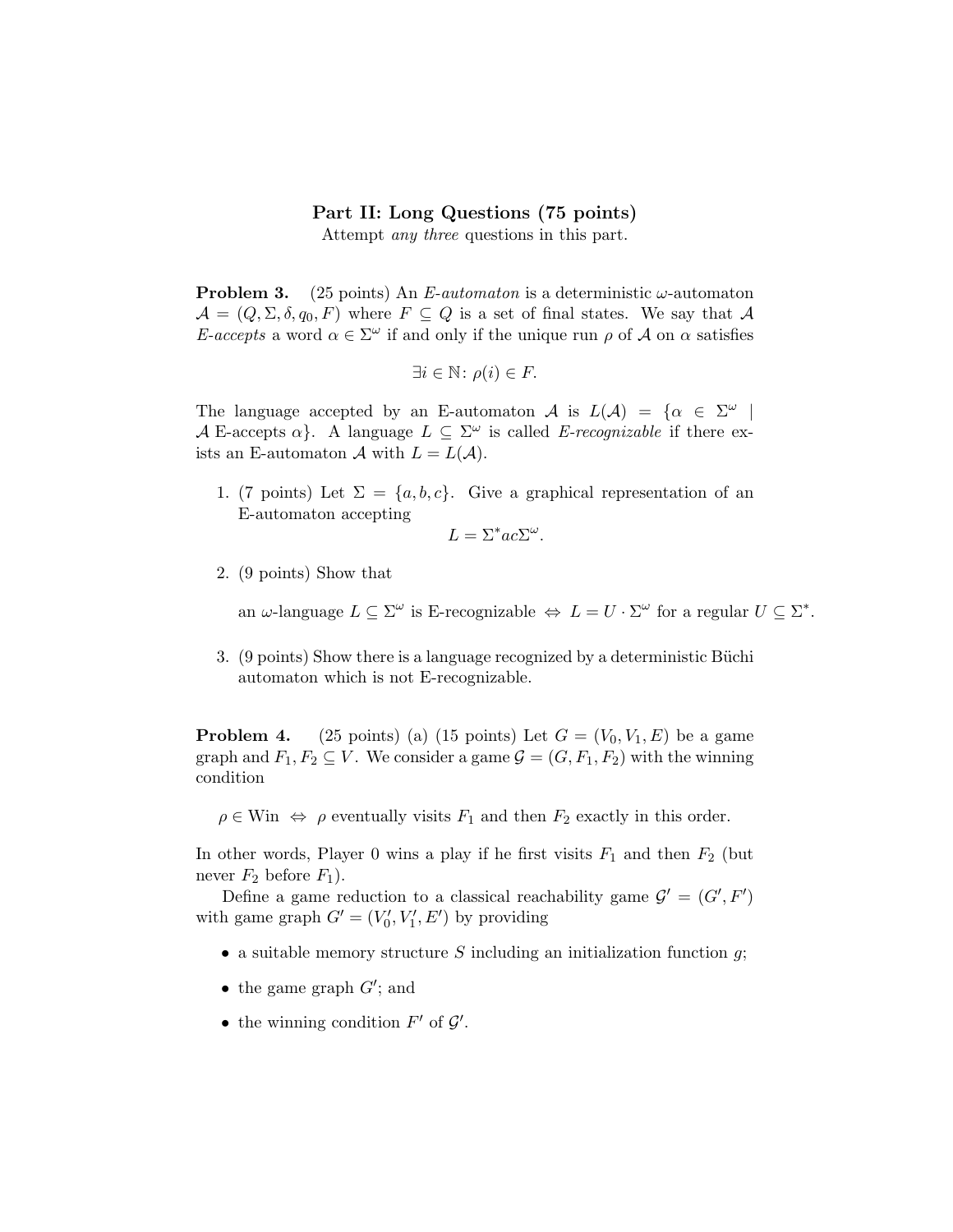## Part II: Long Questions (75 points)

Attempt *any three* questions in this part.

**Problem 3.** (25 points) An *E-automaton* is a deterministic $\omega$-automaton $\mathcal{A} = (Q, \Sigma, \delta, q_0, F)$ where $F \subseteq Q$ is a set of final states. We say that $\mathcal{A}$ *E-accepts* a word $\alpha \in \Sigma^\omega$ if and only if the unique run $\rho$ of $\mathcal{A}$ on $\alpha$ satisfies

$$\exists i \in \mathbb{N} \colon \rho(i) \in F.$$

The language accepted by an E-automaton $\mathcal{A}$ is $L(\mathcal{A}) = \{\alpha \in \Sigma^\omega \mid \mathcal{A} \text{ E-accepts } \alpha\}$. A language $L \subseteq \Sigma^\omega$ is called *E-recognizable* if there exists an E-automaton $\mathcal{A}$ with $L = L(\mathcal{A})$.

1. (7 points) Let $\Sigma = \{a, b, c\}$. Give a graphical representation of an E-automaton accepting
$$L = \Sigma^* ac \Sigma^\omega.$$

2. (9 points) Show that

   an $\omega$-language $L \subseteq \Sigma^\omega$ is E-recognizable $\Leftrightarrow$ $L = U \cdot \Sigma^\omega$ for a regular $U \subseteq \Sigma^*$.

3. (9 points) Show there is a language recognized by a deterministic Büchi automaton which is not E-recognizable.

**Problem 4.** (25 points) (a) (15 points) Let $G = (V_0, V_1, E)$ be a game graph and $F_1, F_2 \subseteq V$. We consider a game $\mathcal{G} = (G, F_1, F_2)$ with the winning condition

$$\rho \in \text{Win} \;\Leftrightarrow\; \rho \text{ eventually visits } F_1 \text{ and then } F_2 \text{ exactly in this order.}$$

In other words, Player 0 wins a play if he first visits $F_1$ and then $F_2$ (but never $F_2$ before $F_1$).

Define a game reduction to a classical reachability game $\mathcal{G}' = (G', F')$ with game graph $G' = (V_0', V_1', E')$ by providing

- a suitable memory structure $S$ including an initialization function $g$;
- the game graph $G'$; and
- the winning condition $F'$ of $\mathcal{G}'$.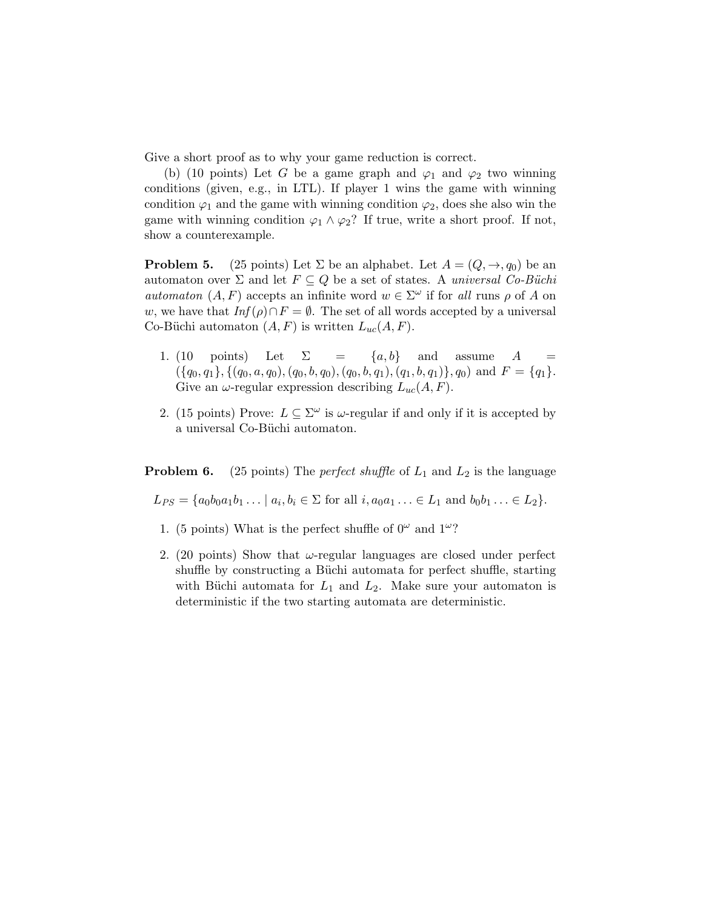Give a short proof as to why your game reduction is correct.

(b) (10 points) Let $G$ be a game graph and $\varphi_1$ and $\varphi_2$ two winning conditions (given, e.g., in LTL). If player 1 wins the game with winning condition $\varphi_1$ and the game with winning condition $\varphi_2$, does she also win the game with winning condition $\varphi_1 \wedge \varphi_2$? If true, write a short proof. If not, show a counterexample.

**Problem 5.** (25 points) Let $\Sigma$ be an alphabet. Let $A = (Q, \rightarrow, q_0)$ be an automaton over $\Sigma$ and let $F \subseteq Q$ be a set of states. A *universal Co-Büchi automaton* $(A, F)$ accepts an infinite word $w \in \Sigma^\omega$ if for *all* runs $\rho$ of $A$ on $w$, we have that $Inf(\rho) \cap F = \emptyset$. The set of all words accepted by a universal Co-Büchi automaton $(A, F)$ is written $L_{uc}(A, F)$.

1. (10 points) Let $\Sigma = \{a, b\}$ and assume $A = (\{q_0, q_1\}, \{(q_0, a, q_0), (q_0, b, q_0), (q_0, b, q_1), (q_1, b, q_1)\}, q_0)$ and $F = \{q_1\}$. Give an $\omega$-regular expression describing $L_{uc}(A, F)$.
2. (15 points) Prove: $L \subseteq \Sigma^\omega$ is $\omega$-regular if and only if it is accepted by a universal Co-Büchi automaton.

**Problem 6.** (25 points) The *perfect shuffle* of $L_1$ and $L_2$ is the language

$$L_{PS} = \{a_0 b_0 a_1 b_1 \ldots \mid a_i, b_i \in \Sigma \text{ for all } i, a_0 a_1 \ldots \in L_1 \text{ and } b_0 b_1 \ldots \in L_2\}.$$

1. (5 points) What is the perfect shuffle of $0^\omega$ and $1^\omega$?
2. (20 points) Show that $\omega$-regular languages are closed under perfect shuffle by constructing a Büchi automata for perfect shuffle, starting with Büchi automata for $L_1$ and $L_2$. Make sure your automaton is deterministic if the two starting automata are deterministic.